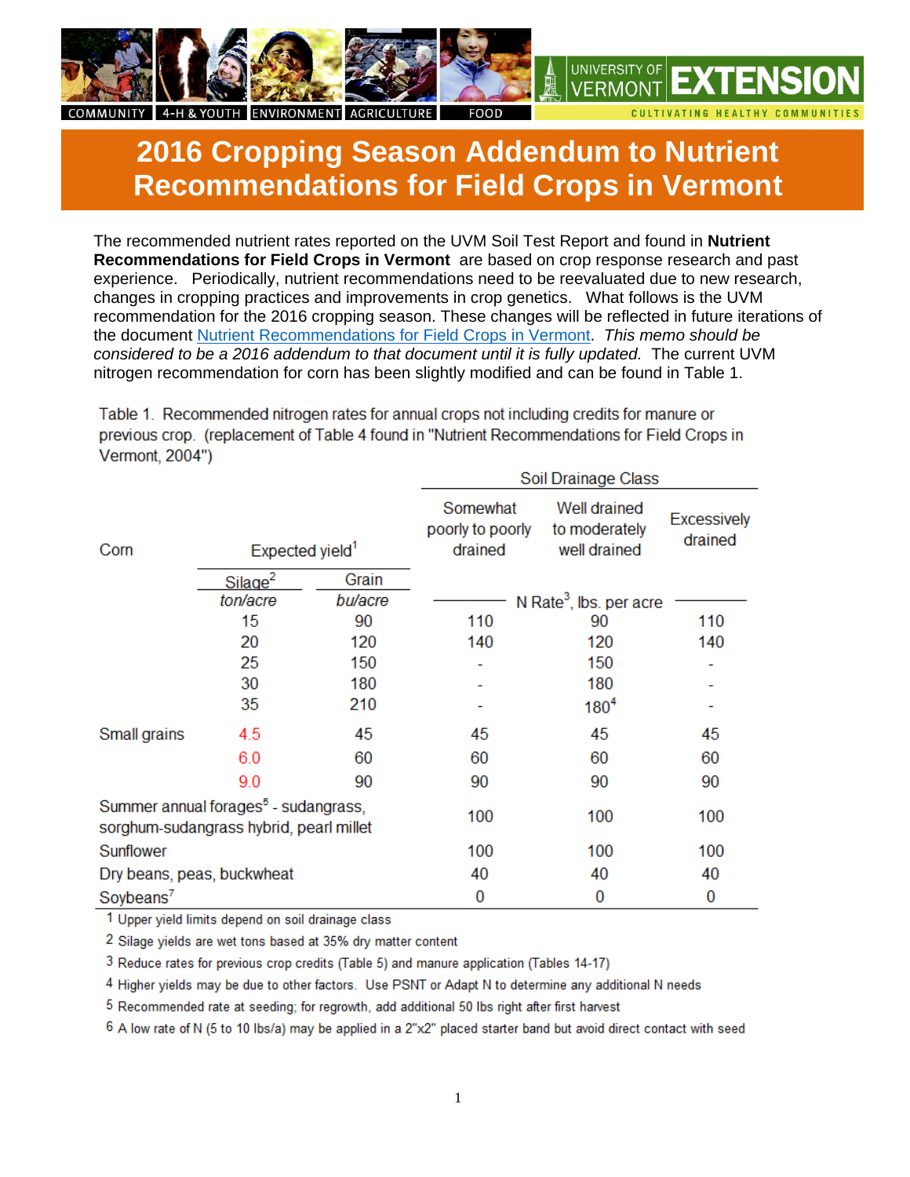# 2016 Cropping Season Addendum to Nutrient Recommendations for Field Crops in Vermont

The recommended nutrient rates reported on the UVM Soil Test Report and found in **Nutrient Recommendations for Field Crops in Vermont** are based on crop response research and past experience. Periodically, nutrient recommendations need to be reevaluated due to new research, changes in cropping practices and improvements in crop genetics. What follows is the UVM recommendation for the 2016 cropping season. These changes will be reflected in future iterations of the document Nutrient Recommendations for Field Crops in Vermont. *This memo should be considered to be a 2016 addendum to that document until it is fully updated.* The current UVM nitrogen recommendation for corn has been slightly modified and can be found in Table 1.

Table 1. Recommended nitrogen rates for annual crops not including credits for manure or previous crop. (replacement of Table 4 found in "Nutrient Recommendations for Field Crops in Vermont, 2004")

| | Expected yield[1] | | Soil Drainage Class | | |
|---|---|---|---|---|---|
| Corn | Silage[2] | Grain | Somewhat poorly to poorly drained | Well drained to moderately well drained | Excessively drained |
| | ton/acre | bu/acre | N Rate[3], lbs. per acre | | |
| | 15 | 90 | 110 | 90 | 110 |
| | 20 | 120 | 140 | 120 | 140 |
| | 25 | 150 | - | 150 | - |
| | 30 | 180 | - | 180 | - |
| | 35 | 210 | - | 180[4] | - |
| Small grains | 4.5 | 45 | 45 | 45 | 45 |
| | 6.0 | 60 | 60 | 60 | 60 |
| | 9.0 | 90 | 90 | 90 | 90 |
| Summer annual forages[5] - sudangrass, sorghum-sudangrass hybrid, pearl millet | | | 100 | 100 | 100 |
| Sunflower | | | 100 | 100 | 100 |
| Dry beans, peas, buckwheat | | | 40 | 40 | 40 |
| Soybeans[7] | | | 0 | 0 | 0 |

1 Upper yield limits depend on soil drainage class

2 Silage yields are wet tons based at 35% dry matter content

3 Reduce rates for previous crop credits (Table 5) and manure application (Tables 14-17)

4 Higher yields may be due to other factors. Use PSNT or Adapt N to determine any additional N needs

5 Recommended rate at seeding; for regrowth, add additional 50 lbs right after first harvest

6 A low rate of N (5 to 10 lbs/a) may be applied in a 2"x2" placed starter band but avoid direct contact with seed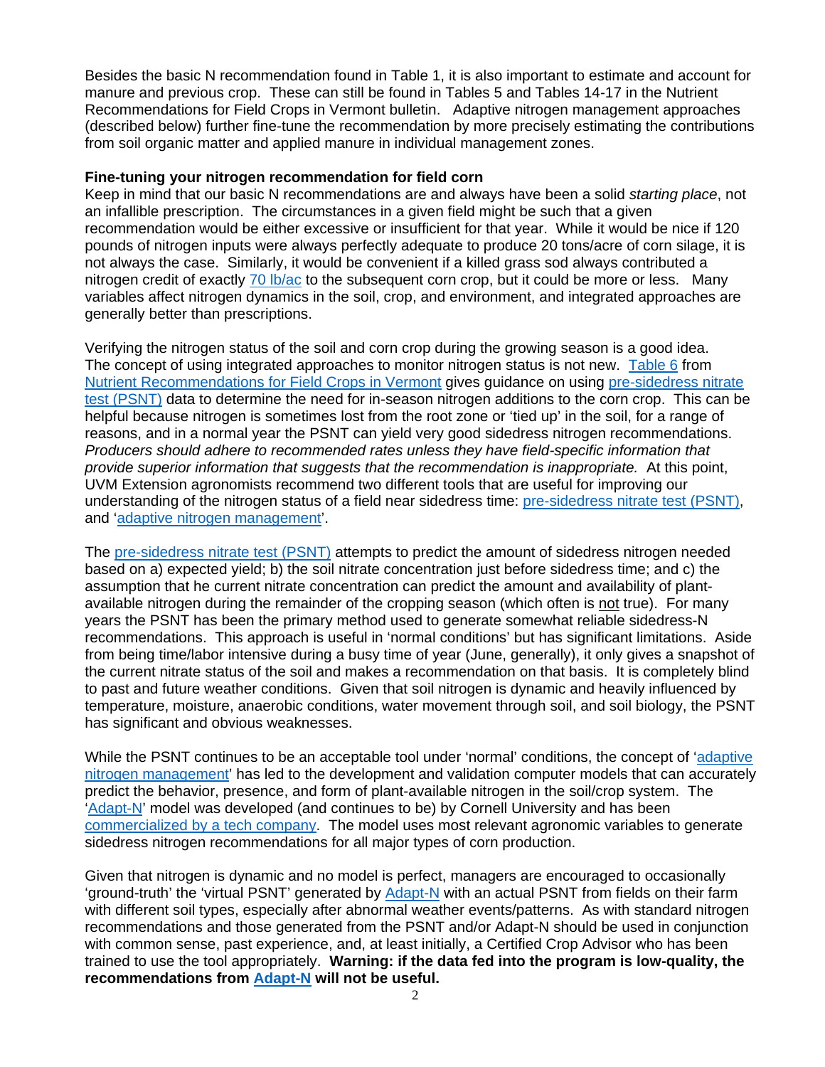Besides the basic N recommendation found in Table 1, it is also important to estimate and account for manure and previous crop. These can still be found in Tables 5 and Tables 14-17 in the Nutrient Recommendations for Field Crops in Vermont bulletin. Adaptive nitrogen management approaches (described below) further fine-tune the recommendation by more precisely estimating the contributions from soil organic matter and applied manure in individual management zones.

**Fine-tuning your nitrogen recommendation for field corn**

Keep in mind that our basic N recommendations are and always have been a solid *starting place*, not an infallible prescription. The circumstances in a given field might be such that a given recommendation would be either excessive or insufficient for that year. While it would be nice if 120 pounds of nitrogen inputs were always perfectly adequate to produce 20 tons/acre of corn silage, it is not always the case. Similarly, it would be convenient if a killed grass sod always contributed a nitrogen credit of exactly 70 lb/ac to the subsequent corn crop, but it could be more or less. Many variables affect nitrogen dynamics in the soil, crop, and environment, and integrated approaches are generally better than prescriptions.

Verifying the nitrogen status of the soil and corn crop during the growing season is a good idea. The concept of using integrated approaches to monitor nitrogen status is not new. Table 6 from Nutrient Recommendations for Field Crops in Vermont gives guidance on using pre-sidedress nitrate test (PSNT) data to determine the need for in-season nitrogen additions to the corn crop. This can be helpful because nitrogen is sometimes lost from the root zone or 'tied up' in the soil, for a range of reasons, and in a normal year the PSNT can yield very good sidedress nitrogen recommendations. *Producers should adhere to recommended rates unless they have field-specific information that provide superior information that suggests that the recommendation is inappropriate.* At this point, UVM Extension agronomists recommend two different tools that are useful for improving our understanding of the nitrogen status of a field near sidedress time: pre-sidedress nitrate test (PSNT), and 'adaptive nitrogen management'.

The pre-sidedress nitrate test (PSNT) attempts to predict the amount of sidedress nitrogen needed based on a) expected yield; b) the soil nitrate concentration just before sidedress time; and c) the assumption that he current nitrate concentration can predict the amount and availability of plant-available nitrogen during the remainder of the cropping season (which often is <u>not</u> true). For many years the PSNT has been the primary method used to generate somewhat reliable sidedress-N recommendations. This approach is useful in 'normal conditions' but has significant limitations. Aside from being time/labor intensive during a busy time of year (June, generally), it only gives a snapshot of the current nitrate status of the soil and makes a recommendation on that basis. It is completely blind to past and future weather conditions. Given that soil nitrogen is dynamic and heavily influenced by temperature, moisture, anaerobic conditions, water movement through soil, and soil biology, the PSNT has significant and obvious weaknesses.

While the PSNT continues to be an acceptable tool under 'normal' conditions, the concept of 'adaptive nitrogen management' has led to the development and validation computer models that can accurately predict the behavior, presence, and form of plant-available nitrogen in the soil/crop system. The 'Adapt-N' model was developed (and continues to be) by Cornell University and has been commercialized by a tech company. The model uses most relevant agronomic variables to generate sidedress nitrogen recommendations for all major types of corn production.

Given that nitrogen is dynamic and no model is perfect, managers are encouraged to occasionally 'ground-truth' the 'virtual PSNT' generated by Adapt-N with an actual PSNT from fields on their farm with different soil types, especially after abnormal weather events/patterns. As with standard nitrogen recommendations and those generated from the PSNT and/or Adapt-N should be used in conjunction with common sense, past experience, and, at least initially, a Certified Crop Advisor who has been trained to use the tool appropriately. **Warning: if the data fed into the program is low-quality, the recommendations from Adapt-N will not be useful.**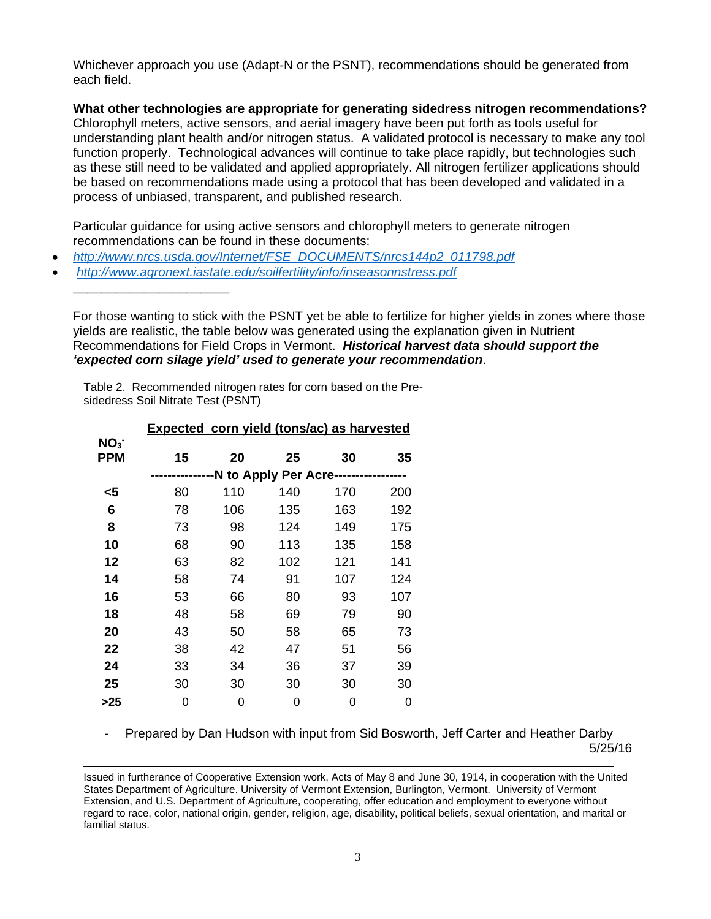Whichever approach you use (Adapt-N or the PSNT), recommendations should be generated from each field.

**What other technologies are appropriate for generating sidedress nitrogen recommendations?** Chlorophyll meters, active sensors, and aerial imagery have been put forth as tools useful for understanding plant health and/or nitrogen status. A validated protocol is necessary to make any tool function properly. Technological advances will continue to take place rapidly, but technologies such as these still need to be validated and applied appropriately. All nitrogen fertilizer applications should be based on recommendations made using a protocol that has been developed and validated in a process of unbiased, transparent, and published research.

Particular guidance for using active sensors and chlorophyll meters to generate nitrogen recommendations can be found in these documents:

- *http://www.nrcs.usda.gov/Internet/FSE_DOCUMENTS/nrcs144p2_011798.pdf*
- *http://www.agronext.iastate.edu/soilfertility/info/inseasonnstress.pdf*

---

For those wanting to stick with the PSNT yet be able to fertilize for higher yields in zones where those yields are realistic, the table below was generated using the explanation given in Nutrient Recommendations for Field Crops in Vermont. ***Historical harvest data should support the 'expected corn silage yield' used to generate your recommendation***.

Table 2. Recommended nitrogen rates for corn based on the Pre-sidedress Soil Nitrate Test (PSNT)

| | Expected corn yield (tons/ac) as harvested | | | | |
|---|---|---|---|---|---|
| **$NO_3^-$ PPM** | **15** | **20** | **25** | **30** | **35** |
| | N to Apply Per Acre | | | | |
| **<5** | 80 | 110 | 140 | 170 | 200 |
| **6** | 78 | 106 | 135 | 163 | 192 |
| **8** | 73 | 98 | 124 | 149 | 175 |
| **10** | 68 | 90 | 113 | 135 | 158 |
| **12** | 63 | 82 | 102 | 121 | 141 |
| **14** | 58 | 74 | 91 | 107 | 124 |
| **16** | 53 | 66 | 80 | 93 | 107 |
| **18** | 48 | 58 | 69 | 79 | 90 |
| **20** | 43 | 50 | 58 | 65 | 73 |
| **22** | 38 | 42 | 47 | 51 | 56 |
| **24** | 33 | 34 | 36 | 37 | 39 |
| **25** | 30 | 30 | 30 | 30 | 30 |
| **>25** | 0 | 0 | 0 | 0 | 0 |

- Prepared by Dan Hudson with input from Sid Bosworth, Jeff Carter and Heather Darby

5/25/16

---

Issued in furtherance of Cooperative Extension work, Acts of May 8 and June 30, 1914, in cooperation with the United States Department of Agriculture. University of Vermont Extension, Burlington, Vermont. University of Vermont Extension, and U.S. Department of Agriculture, cooperating, offer education and employment to everyone without regard to race, color, national origin, gender, religion, age, disability, political beliefs, sexual orientation, and marital or familial status.